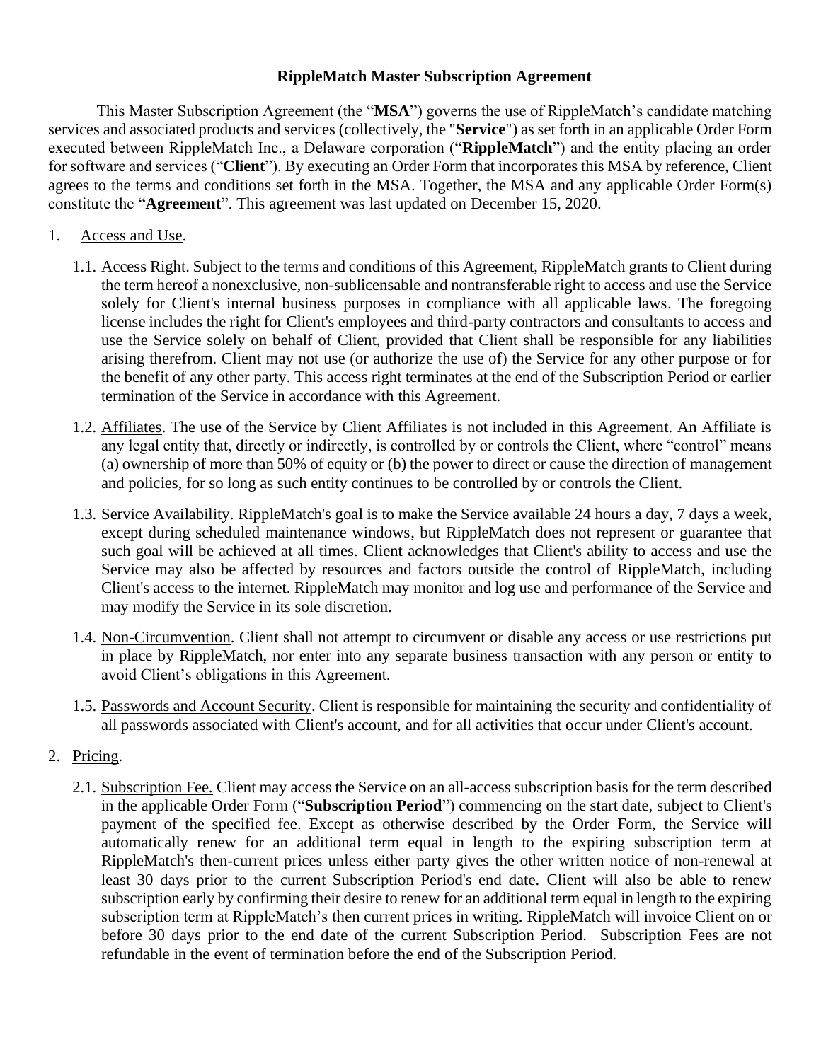# RippleMatch Master Subscription Agreement

This Master Subscription Agreement (the "**MSA**") governs the use of RippleMatch's candidate matching services and associated products and services (collectively, the "**Service**") as set forth in an applicable Order Form executed between RippleMatch Inc., a Delaware corporation ("**RippleMatch**") and the entity placing an order for software and services ("**Client**"). By executing an Order Form that incorporates this MSA by reference, Client agrees to the terms and conditions set forth in the MSA. Together, the MSA and any applicable Order Form(s) constitute the "**Agreement**". This agreement was last updated on December 15, 2020.

1. <u>Access and Use</u>.

   1.1. <u>Access Right</u>. Subject to the terms and conditions of this Agreement, RippleMatch grants to Client during the term hereof a nonexclusive, non-sublicensable and nontransferable right to access and use the Service solely for Client's internal business purposes in compliance with all applicable laws. The foregoing license includes the right for Client's employees and third-party contractors and consultants to access and use the Service solely on behalf of Client, provided that Client shall be responsible for any liabilities arising therefrom. Client may not use (or authorize the use of) the Service for any other purpose or for the benefit of any other party. This access right terminates at the end of the Subscription Period or earlier termination of the Service in accordance with this Agreement.

   1.2. <u>Affiliates</u>. The use of the Service by Client Affiliates is not included in this Agreement. An Affiliate is any legal entity that, directly or indirectly, is controlled by or controls the Client, where "control" means (a) ownership of more than 50% of equity or (b) the power to direct or cause the direction of management and policies, for so long as such entity continues to be controlled by or controls the Client.

   1.3. <u>Service Availability</u>. RippleMatch's goal is to make the Service available 24 hours a day, 7 days a week, except during scheduled maintenance windows, but RippleMatch does not represent or guarantee that such goal will be achieved at all times. Client acknowledges that Client's ability to access and use the Service may also be affected by resources and factors outside the control of RippleMatch, including Client's access to the internet. RippleMatch may monitor and log use and performance of the Service and may modify the Service in its sole discretion.

   1.4. <u>Non-Circumvention</u>. Client shall not attempt to circumvent or disable any access or use restrictions put in place by RippleMatch, nor enter into any separate business transaction with any person or entity to avoid Client's obligations in this Agreement.

   1.5. <u>Passwords and Account Security</u>. Client is responsible for maintaining the security and confidentiality of all passwords associated with Client's account, and for all activities that occur under Client's account.

2. <u>Pricing</u>.

   2.1. <u>Subscription Fee.</u> Client may access the Service on an all-access subscription basis for the term described in the applicable Order Form ("**Subscription Period**") commencing on the start date, subject to Client's payment of the specified fee. Except as otherwise described by the Order Form, the Service will automatically renew for an additional term equal in length to the expiring subscription term at RippleMatch's then-current prices unless either party gives the other written notice of non-renewal at least 30 days prior to the current Subscription Period's end date. Client will also be able to renew subscription early by confirming their desire to renew for an additional term equal in length to the expiring subscription term at RippleMatch's then current prices in writing. RippleMatch will invoice Client on or before 30 days prior to the end date of the current Subscription Period. Subscription Fees are not refundable in the event of termination before the end of the Subscription Period.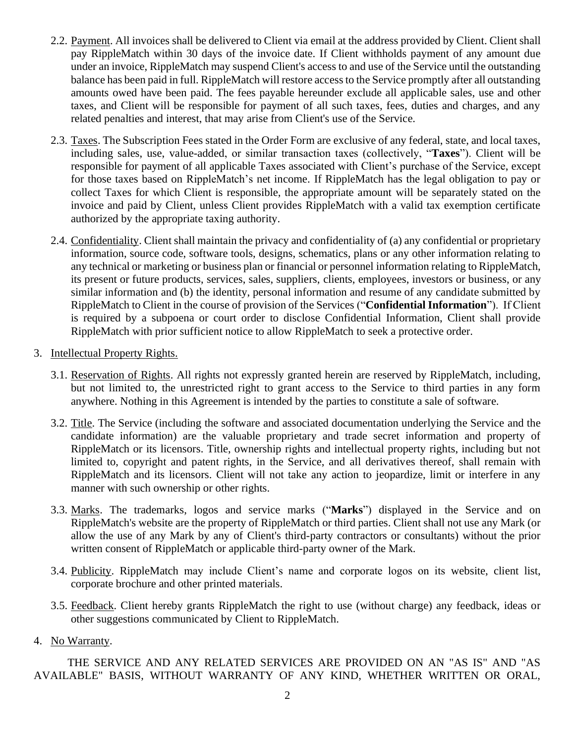2.2. Payment. All invoices shall be delivered to Client via email at the address provided by Client. Client shall pay RippleMatch within 30 days of the invoice date. If Client withholds payment of any amount due under an invoice, RippleMatch may suspend Client's access to and use of the Service until the outstanding balance has been paid in full. RippleMatch will restore access to the Service promptly after all outstanding amounts owed have been paid. The fees payable hereunder exclude all applicable sales, use and other taxes, and Client will be responsible for payment of all such taxes, fees, duties and charges, and any related penalties and interest, that may arise from Client's use of the Service.

2.3. Taxes. The Subscription Fees stated in the Order Form are exclusive of any federal, state, and local taxes, including sales, use, value-added, or similar transaction taxes (collectively, "**Taxes**"). Client will be responsible for payment of all applicable Taxes associated with Client's purchase of the Service, except for those taxes based on RippleMatch's net income. If RippleMatch has the legal obligation to pay or collect Taxes for which Client is responsible, the appropriate amount will be separately stated on the invoice and paid by Client, unless Client provides RippleMatch with a valid tax exemption certificate authorized by the appropriate taxing authority.

2.4. Confidentiality. Client shall maintain the privacy and confidentiality of (a) any confidential or proprietary information, source code, software tools, designs, schematics, plans or any other information relating to any technical or marketing or business plan or financial or personnel information relating to RippleMatch, its present or future products, services, sales, suppliers, clients, employees, investors or business, or any similar information and (b) the identity, personal information and resume of any candidate submitted by RippleMatch to Client in the course of provision of the Services ("**Confidential Information**"). If Client is required by a subpoena or court order to disclose Confidential Information, Client shall provide RippleMatch with prior sufficient notice to allow RippleMatch to seek a protective order.

3. Intellectual Property Rights.

3.1. Reservation of Rights. All rights not expressly granted herein are reserved by RippleMatch, including, but not limited to, the unrestricted right to grant access to the Service to third parties in any form anywhere. Nothing in this Agreement is intended by the parties to constitute a sale of software.

3.2. Title. The Service (including the software and associated documentation underlying the Service and the candidate information) are the valuable proprietary and trade secret information and property of RippleMatch or its licensors. Title, ownership rights and intellectual property rights, including but not limited to, copyright and patent rights, in the Service, and all derivatives thereof, shall remain with RippleMatch and its licensors. Client will not take any action to jeopardize, limit or interfere in any manner with such ownership or other rights.

3.3. Marks. The trademarks, logos and service marks ("**Marks**") displayed in the Service and on RippleMatch's website are the property of RippleMatch or third parties. Client shall not use any Mark (or allow the use of any Mark by any of Client's third-party contractors or consultants) without the prior written consent of RippleMatch or applicable third-party owner of the Mark.

3.4. Publicity. RippleMatch may include Client's name and corporate logos on its website, client list, corporate brochure and other printed materials.

3.5. Feedback. Client hereby grants RippleMatch the right to use (without charge) any feedback, ideas or other suggestions communicated by Client to RippleMatch.

4. No Warranty.

THE SERVICE AND ANY RELATED SERVICES ARE PROVIDED ON AN "AS IS" AND "AS AVAILABLE" BASIS, WITHOUT WARRANTY OF ANY KIND, WHETHER WRITTEN OR ORAL,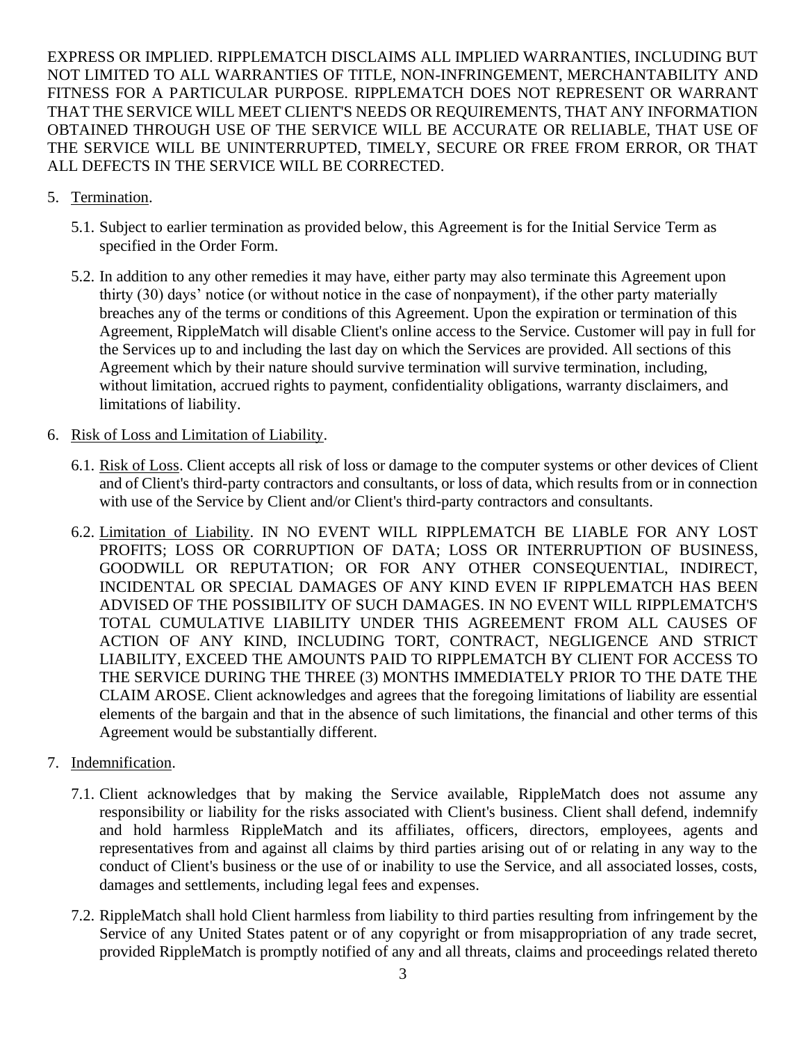EXPRESS OR IMPLIED. RIPPLEMATCH DISCLAIMS ALL IMPLIED WARRANTIES, INCLUDING BUT NOT LIMITED TO ALL WARRANTIES OF TITLE, NON-INFRINGEMENT, MERCHANTABILITY AND FITNESS FOR A PARTICULAR PURPOSE. RIPPLEMATCH DOES NOT REPRESENT OR WARRANT THAT THE SERVICE WILL MEET CLIENT'S NEEDS OR REQUIREMENTS, THAT ANY INFORMATION OBTAINED THROUGH USE OF THE SERVICE WILL BE ACCURATE OR RELIABLE, THAT USE OF THE SERVICE WILL BE UNINTERRUPTED, TIMELY, SECURE OR FREE FROM ERROR, OR THAT ALL DEFECTS IN THE SERVICE WILL BE CORRECTED.

5. Termination.

   5.1. Subject to earlier termination as provided below, this Agreement is for the Initial Service Term as specified in the Order Form.

   5.2. In addition to any other remedies it may have, either party may also terminate this Agreement upon thirty (30) days' notice (or without notice in the case of nonpayment), if the other party materially breaches any of the terms or conditions of this Agreement. Upon the expiration or termination of this Agreement, RippleMatch will disable Client's online access to the Service. Customer will pay in full for the Services up to and including the last day on which the Services are provided. All sections of this Agreement which by their nature should survive termination will survive termination, including, without limitation, accrued rights to payment, confidentiality obligations, warranty disclaimers, and limitations of liability.

6. Risk of Loss and Limitation of Liability.

   6.1. Risk of Loss. Client accepts all risk of loss or damage to the computer systems or other devices of Client and of Client's third-party contractors and consultants, or loss of data, which results from or in connection with use of the Service by Client and/or Client's third-party contractors and consultants.

   6.2. Limitation of Liability. IN NO EVENT WILL RIPPLEMATCH BE LIABLE FOR ANY LOST PROFITS; LOSS OR CORRUPTION OF DATA; LOSS OR INTERRUPTION OF BUSINESS, GOODWILL OR REPUTATION; OR FOR ANY OTHER CONSEQUENTIAL, INDIRECT, INCIDENTAL OR SPECIAL DAMAGES OF ANY KIND EVEN IF RIPPLEMATCH HAS BEEN ADVISED OF THE POSSIBILITY OF SUCH DAMAGES. IN NO EVENT WILL RIPPLEMATCH'S TOTAL CUMULATIVE LIABILITY UNDER THIS AGREEMENT FROM ALL CAUSES OF ACTION OF ANY KIND, INCLUDING TORT, CONTRACT, NEGLIGENCE AND STRICT LIABILITY, EXCEED THE AMOUNTS PAID TO RIPPLEMATCH BY CLIENT FOR ACCESS TO THE SERVICE DURING THE THREE (3) MONTHS IMMEDIATELY PRIOR TO THE DATE THE CLAIM AROSE. Client acknowledges and agrees that the foregoing limitations of liability are essential elements of the bargain and that in the absence of such limitations, the financial and other terms of this Agreement would be substantially different.

7. Indemnification.

   7.1. Client acknowledges that by making the Service available, RippleMatch does not assume any responsibility or liability for the risks associated with Client's business. Client shall defend, indemnify and hold harmless RippleMatch and its affiliates, officers, directors, employees, agents and representatives from and against all claims by third parties arising out of or relating in any way to the conduct of Client's business or the use of or inability to use the Service, and all associated losses, costs, damages and settlements, including legal fees and expenses.

   7.2. RippleMatch shall hold Client harmless from liability to third parties resulting from infringement by the Service of any United States patent or of any copyright or from misappropriation of any trade secret, provided RippleMatch is promptly notified of any and all threats, claims and proceedings related thereto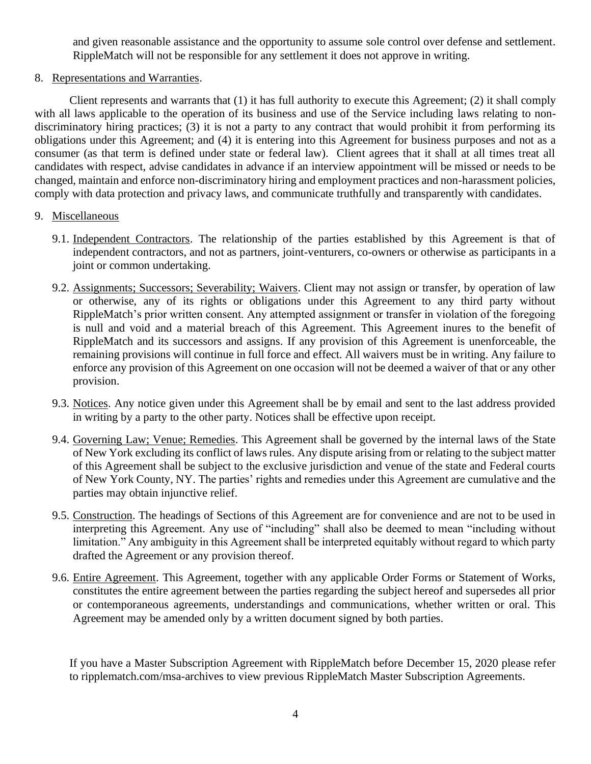and given reasonable assistance and the opportunity to assume sole control over defense and settlement. RippleMatch will not be responsible for any settlement it does not approve in writing.

8. Representations and Warranties.

Client represents and warrants that (1) it has full authority to execute this Agreement; (2) it shall comply with all laws applicable to the operation of its business and use of the Service including laws relating to non-discriminatory hiring practices; (3) it is not a party to any contract that would prohibit it from performing its obligations under this Agreement; and (4) it is entering into this Agreement for business purposes and not as a consumer (as that term is defined under state or federal law). Client agrees that it shall at all times treat all candidates with respect, advise candidates in advance if an interview appointment will be missed or needs to be changed, maintain and enforce non-discriminatory hiring and employment practices and non-harassment policies, comply with data protection and privacy laws, and communicate truthfully and transparently with candidates.

9. Miscellaneous

9.1. Independent Contractors. The relationship of the parties established by this Agreement is that of independent contractors, and not as partners, joint-venturers, co-owners or otherwise as participants in a joint or common undertaking.

9.2. Assignments; Successors; Severability; Waivers. Client may not assign or transfer, by operation of law or otherwise, any of its rights or obligations under this Agreement to any third party without RippleMatch's prior written consent. Any attempted assignment or transfer in violation of the foregoing is null and void and a material breach of this Agreement. This Agreement inures to the benefit of RippleMatch and its successors and assigns. If any provision of this Agreement is unenforceable, the remaining provisions will continue in full force and effect. All waivers must be in writing. Any failure to enforce any provision of this Agreement on one occasion will not be deemed a waiver of that or any other provision.

9.3. Notices. Any notice given under this Agreement shall be by email and sent to the last address provided in writing by a party to the other party. Notices shall be effective upon receipt.

9.4. Governing Law; Venue; Remedies. This Agreement shall be governed by the internal laws of the State of New York excluding its conflict of laws rules. Any dispute arising from or relating to the subject matter of this Agreement shall be subject to the exclusive jurisdiction and venue of the state and Federal courts of New York County, NY. The parties' rights and remedies under this Agreement are cumulative and the parties may obtain injunctive relief.

9.5. Construction. The headings of Sections of this Agreement are for convenience and are not to be used in interpreting this Agreement. Any use of "including" shall also be deemed to mean "including without limitation." Any ambiguity in this Agreement shall be interpreted equitably without regard to which party drafted the Agreement or any provision thereof.

9.6. Entire Agreement. This Agreement, together with any applicable Order Forms or Statement of Works, constitutes the entire agreement between the parties regarding the subject hereof and supersedes all prior or contemporaneous agreements, understandings and communications, whether written or oral. This Agreement may be amended only by a written document signed by both parties.

If you have a Master Subscription Agreement with RippleMatch before December 15, 2020 please refer to ripplematch.com/msa-archives to view previous RippleMatch Master Subscription Agreements.